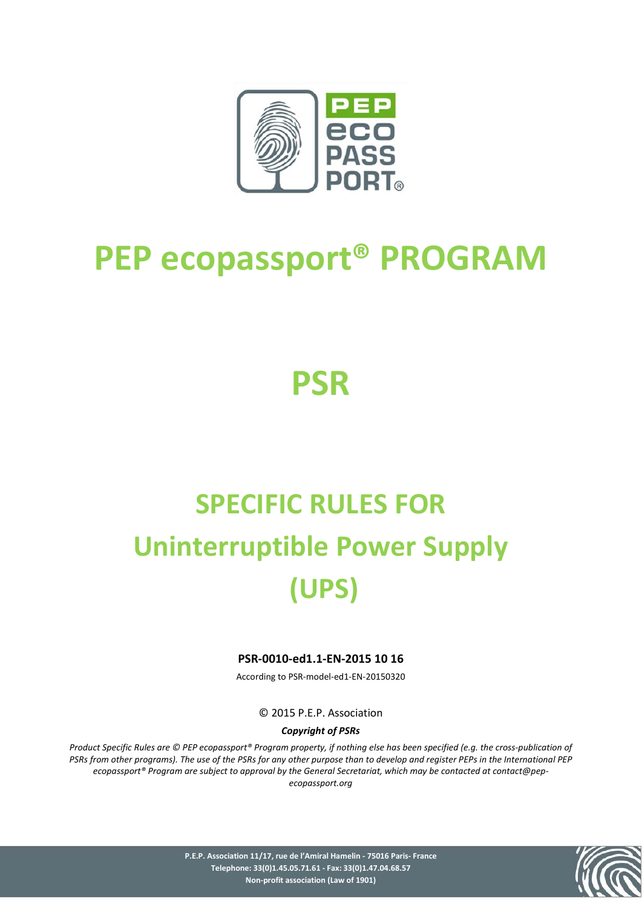# PEP ecopassport® PROGRAM

# PSR

# SPECIFIC RULES FOR Uninterruptible Power Supply (UPS)

**PSR-0010-ed1.1-EN-2015 10 16**

According to PSR-model-ed1-EN-20150320

© 2015 P.E.P. Association

***Copyright of PSRs***

*Product Specific Rules are © PEP ecopassport® Program property, if nothing else has been specified (e.g. the cross-publication of PSRs from other programs). The use of the PSRs for any other purpose than to develop and register PEPs in the International PEP ecopassport® Program are subject to approval by the General Secretariat, which may be contacted at contact@pep-ecopassport.org*

**P.E.P. Association 11/17, rue de l'Amiral Hamelin - 75016 Paris- France**
**Telephone: 33(0)1.45.05.71.61 - Fax: 33(0)1.47.04.68.57**
**Non-profit association (Law of 1901)**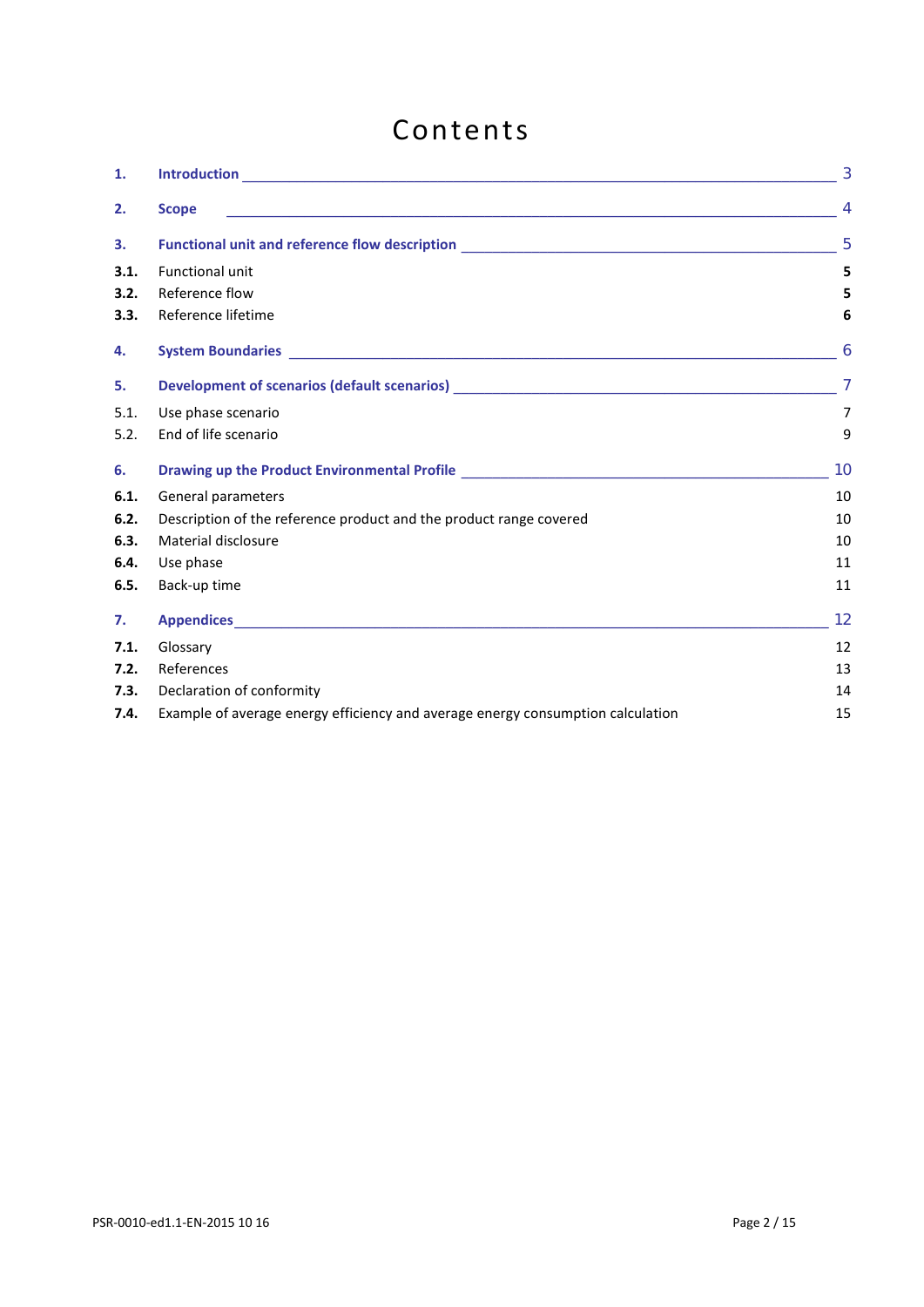# Contents

| | | |
|---|---|---|
| **1.** | **Introduction** | 3 |
| **2.** | **Scope** | 4 |
| **3.** | **Functional unit and reference flow description** | 5 |
| **3.1.** | Functional unit | **5** |
| **3.2.** | Reference flow | **5** |
| **3.3.** | Reference lifetime | **6** |
| **4.** | **System Boundaries** | 6 |
| **5.** | **Development of scenarios (default scenarios)** | 7 |
| 5.1. | Use phase scenario | 7 |
| 5.2. | End of life scenario | 9 |
| **6.** | **Drawing up the Product Environmental Profile** | 10 |
| **6.1.** | General parameters | 10 |
| **6.2.** | Description of the reference product and the product range covered | 10 |
| **6.3.** | Material disclosure | 10 |
| **6.4.** | Use phase | 11 |
| **6.5.** | Back-up time | 11 |
| **7.** | **Appendices** | 12 |
| **7.1.** | Glossary | 12 |
| **7.2.** | References | 13 |
| **7.3.** | Declaration of conformity | 14 |
| **7.4.** | Example of average energy efficiency and average energy consumption calculation | 15 |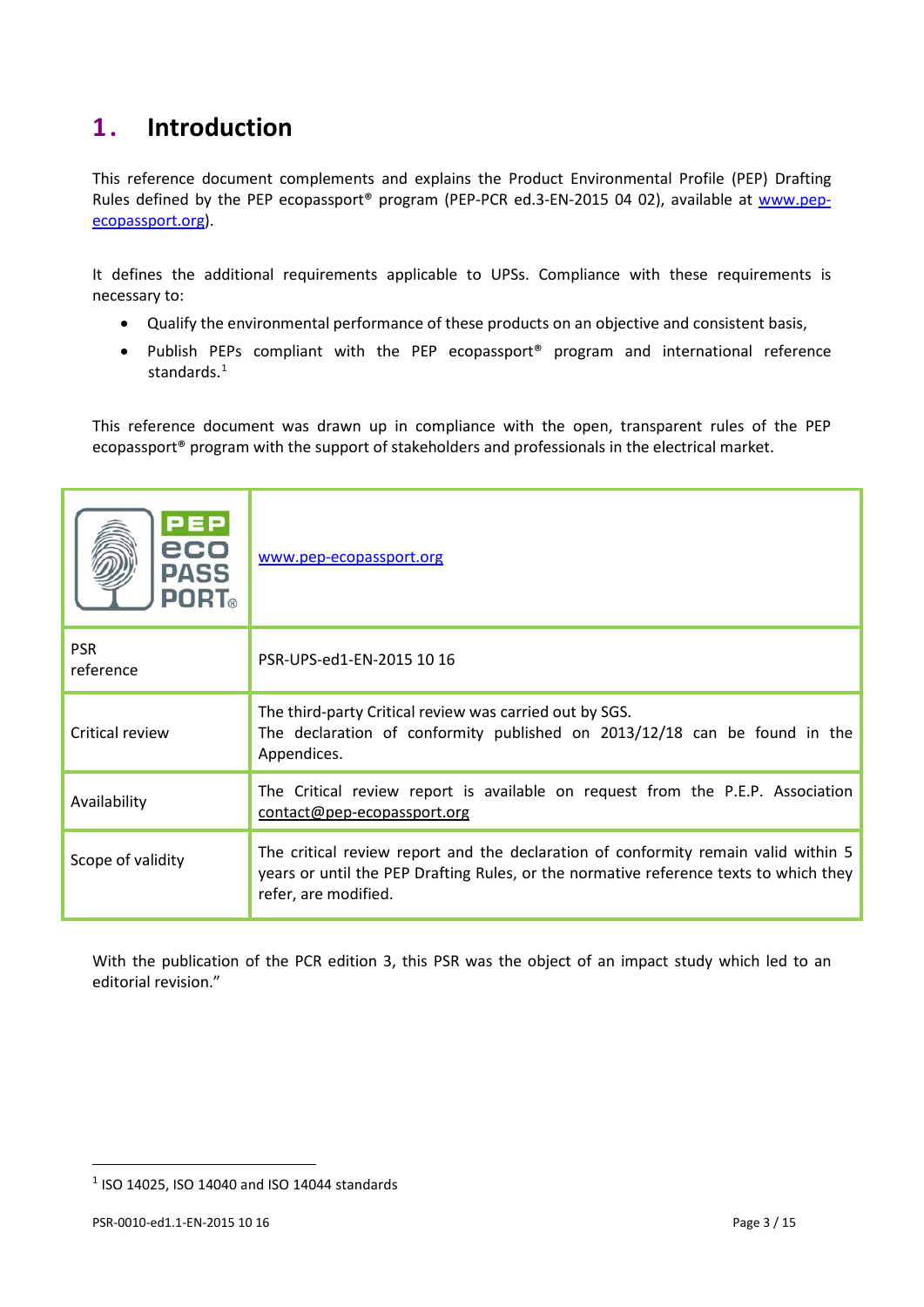# 1. Introduction

This reference document complements and explains the Product Environmental Profile (PEP) Drafting Rules defined by the PEP ecopassport® program (PEP-PCR ed.3-EN-2015 04 02), available at www.pep-ecopassport.org).

It defines the additional requirements applicable to UPSs. Compliance with these requirements is necessary to:

- Qualify the environmental performance of these products on an objective and consistent basis,
- Publish PEPs compliant with the PEP ecopassport® program and international reference standards.[1]

This reference document was drawn up in compliance with the open, transparent rules of the PEP ecopassport® program with the support of stakeholders and professionals in the electrical market.

| PEP eco PASS PORT® | www.pep-ecopassport.org |
|---|---|
| PSR reference | PSR-UPS-ed1-EN-2015 10 16 |
| Critical review | The third-party Critical review was carried out by SGS.<br>The declaration of conformity published on 2013/12/18 can be found in the Appendices. |
| Availability | The Critical review report is available on request from the P.E.P. Association contact@pep-ecopassport.org |
| Scope of validity | The critical review report and the declaration of conformity remain valid within 5 years or until the PEP Drafting Rules, or the normative reference texts to which they refer, are modified. |

With the publication of the PCR edition 3, this PSR was the object of an impact study which led to an editorial revision."

[1] ISO 14025, ISO 14040 and ISO 14044 standards

PSR-0010-ed1.1-EN-2015 10 16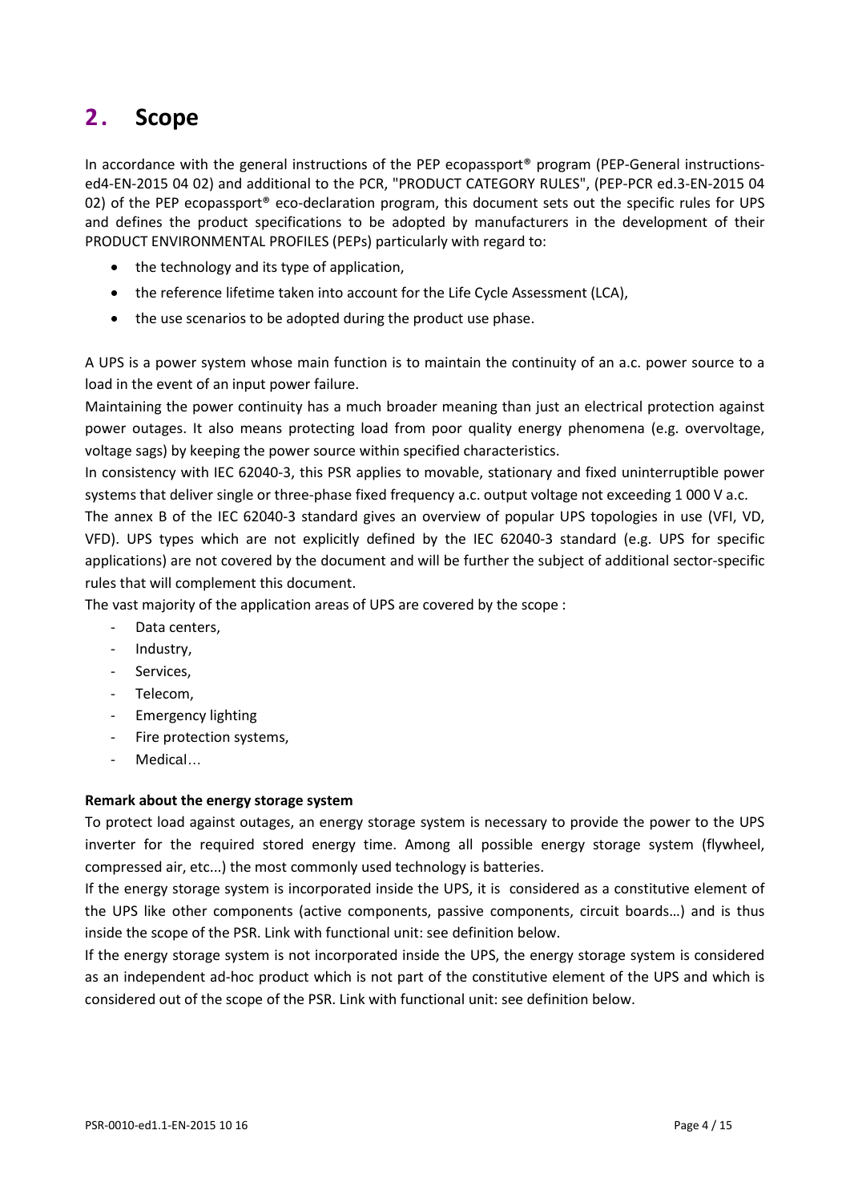# 2. Scope

In accordance with the general instructions of the PEP ecopassport® program (PEP-General instructions-ed4-EN-2015 04 02) and additional to the PCR, "PRODUCT CATEGORY RULES", (PEP-PCR ed.3-EN-2015 04 02) of the PEP ecopassport® eco-declaration program, this document sets out the specific rules for UPS and defines the product specifications to be adopted by manufacturers in the development of their PRODUCT ENVIRONMENTAL PROFILES (PEPs) particularly with regard to:

- the technology and its type of application,
- the reference lifetime taken into account for the Life Cycle Assessment (LCA),
- the use scenarios to be adopted during the product use phase.

A UPS is a power system whose main function is to maintain the continuity of an a.c. power source to a load in the event of an input power failure.

Maintaining the power continuity has a much broader meaning than just an electrical protection against power outages. It also means protecting load from poor quality energy phenomena (e.g. overvoltage, voltage sags) by keeping the power source within specified characteristics.

In consistency with IEC 62040-3, this PSR applies to movable, stationary and fixed uninterruptible power systems that deliver single or three-phase fixed frequency a.c. output voltage not exceeding 1 000 V a.c.

The annex B of the IEC 62040-3 standard gives an overview of popular UPS topologies in use (VFI, VD, VFD). UPS types which are not explicitly defined by the IEC 62040-3 standard (e.g. UPS for specific applications) are not covered by the document and will be further the subject of additional sector-specific rules that will complement this document.

The vast majority of the application areas of UPS are covered by the scope :

- Data centers,
- Industry,
- Services,
- Telecom,
- Emergency lighting
- Fire protection systems,
- Medical…

**Remark about the energy storage system**

To protect load against outages, an energy storage system is necessary to provide the power to the UPS inverter for the required stored energy time. Among all possible energy storage system (flywheel, compressed air, etc...) the most commonly used technology is batteries.

If the energy storage system is incorporated inside the UPS, it is considered as a constitutive element of the UPS like other components (active components, passive components, circuit boards…) and is thus inside the scope of the PSR. Link with functional unit: see definition below.

If the energy storage system is not incorporated inside the UPS, the energy storage system is considered as an independent ad-hoc product which is not part of the constitutive element of the UPS and which is considered out of the scope of the PSR. Link with functional unit: see definition below.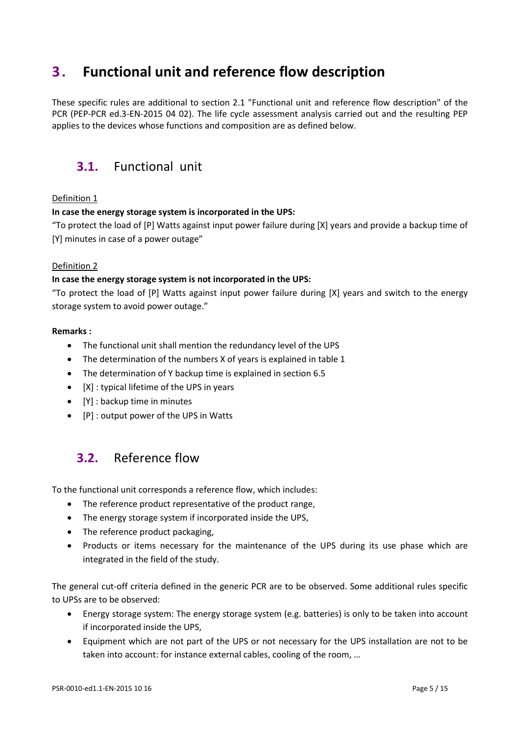# 3. Functional unit and reference flow description

These specific rules are additional to section 2.1 "Functional unit and reference flow description" of the PCR (PEP-PCR ed.3-EN-2015 04 02). The life cycle assessment analysis carried out and the resulting PEP applies to the devices whose functions and composition are as defined below.

## 3.1. Functional unit

Definition 1

**In case the energy storage system is incorporated in the UPS:**

"To protect the load of [P] Watts against input power failure during [X] years and provide a backup time of [Y] minutes in case of a power outage"

Definition 2

**In case the energy storage system is not incorporated in the UPS:**

"To protect the load of [P] Watts against input power failure during [X] years and switch to the energy storage system to avoid power outage."

**Remarks :**

- The functional unit shall mention the redundancy level of the UPS
- The determination of the numbers X of years is explained in table 1
- The determination of Y backup time is explained in section 6.5
- [X] : typical lifetime of the UPS in years
- [Y] : backup time in minutes
- [P] : output power of the UPS in Watts

## 3.2. Reference flow

To the functional unit corresponds a reference flow, which includes:

- The reference product representative of the product range,
- The energy storage system if incorporated inside the UPS,
- The reference product packaging,
- Products or items necessary for the maintenance of the UPS during its use phase which are integrated in the field of the study.

The general cut-off criteria defined in the generic PCR are to be observed. Some additional rules specific to UPSs are to be observed:

- Energy storage system: The energy storage system (e.g. batteries) is only to be taken into account if incorporated inside the UPS,
- Equipment which are not part of the UPS or not necessary for the UPS installation are not to be taken into account: for instance external cables, cooling of the room, …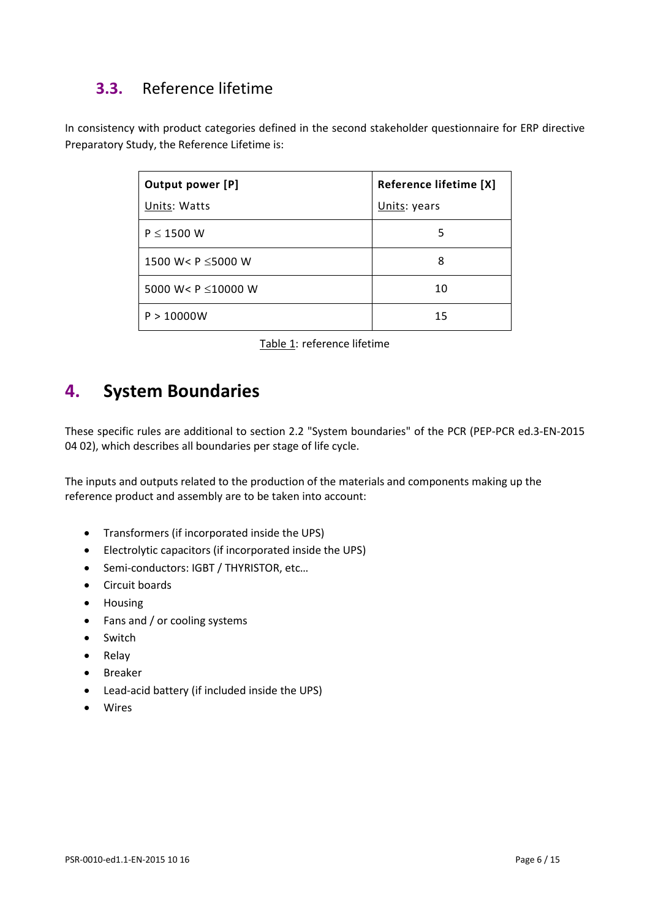## 3.3. Reference lifetime

In consistency with product categories defined in the second stakeholder questionnaire for ERP directive Preparatory Study, the Reference Lifetime is:

| **Output power [P]**<br>Units: Watts | **Reference lifetime [X]**<br>Units: years |
|---|---|
| P ≤ 1500 W | 5 |
| 1500 W< P ≤5000 W | 8 |
| 5000 W< P ≤10000 W | 10 |
| P > 10000W | 15 |

Table 1: reference lifetime

# 4. System Boundaries

These specific rules are additional to section 2.2 "System boundaries" of the PCR (PEP-PCR ed.3-EN-2015 04 02), which describes all boundaries per stage of life cycle.

The inputs and outputs related to the production of the materials and components making up the reference product and assembly are to be taken into account:

- Transformers (if incorporated inside the UPS)
- Electrolytic capacitors (if incorporated inside the UPS)
- Semi-conductors: IGBT / THYRISTOR, etc…
- Circuit boards
- Housing
- Fans and / or cooling systems
- Switch
- Relay
- Breaker
- Lead-acid battery (if included inside the UPS)
- Wires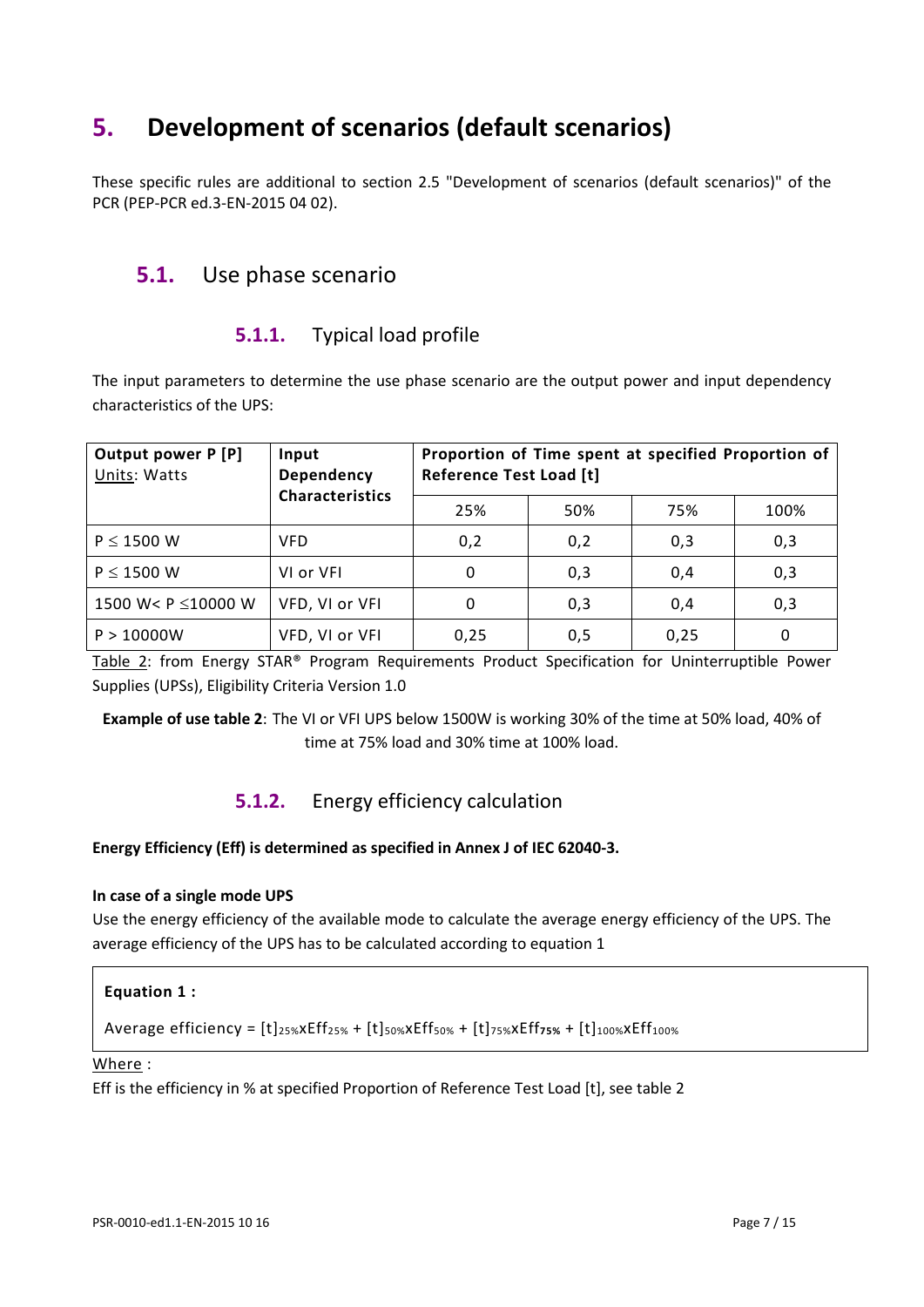# 5. Development of scenarios (default scenarios)

These specific rules are additional to section 2.5 "Development of scenarios (default scenarios)" of the PCR (PEP-PCR ed.3-EN-2015 04 02).

## 5.1. Use phase scenario

### 5.1.1. Typical load profile

The input parameters to determine the use phase scenario are the output power and input dependency characteristics of the UPS:

| **Output power P [P]** Units: Watts | **Input Dependency Characteristics** | **Proportion of Time spent at specified Proportion of Reference Test Load [t]** | | | |
|---|---|---|---|---|---|
| | | 25% | 50% | 75% | 100% |
| P ≤ 1500 W | VFD | 0,2 | 0,2 | 0,3 | 0,3 |
| P ≤ 1500 W | VI or VFI | 0 | 0,3 | 0,4 | 0,3 |
| 1500 W< P ≤10000 W | VFD, VI or VFI | 0 | 0,3 | 0,4 | 0,3 |
| P > 10000W | VFD, VI or VFI | 0,25 | 0,5 | 0,25 | 0 |

Table 2: from Energy STAR® Program Requirements Product Specification for Uninterruptible Power Supplies (UPSs), Eligibility Criteria Version 1.0

**Example of use table 2**: The VI or VFI UPS below 1500W is working 30% of the time at 50% load, 40% of time at 75% load and 30% time at 100% load.

### 5.1.2. Energy efficiency calculation

**Energy Efficiency (Eff) is determined as specified in Annex J of IEC 62040-3.**

**In case of a single mode UPS**

Use the energy efficiency of the available mode to calculate the average energy efficiency of the UPS. The average efficiency of the UPS has to be calculated according to equation 1

**Equation 1 :**

$$\text{Average efficiency} = [t]_{25\%} \text{x} \text{Eff}_{25\%} + [t]_{50\%} \text{x} \text{Eff}_{50\%} + [t]_{75\%} \text{x} \text{Eff}_{75\%} + [t]_{100\%} \text{x} \text{Eff}_{100\%}$$

Where :

Eff is the efficiency in % at specified Proportion of Reference Test Load [t], see table 2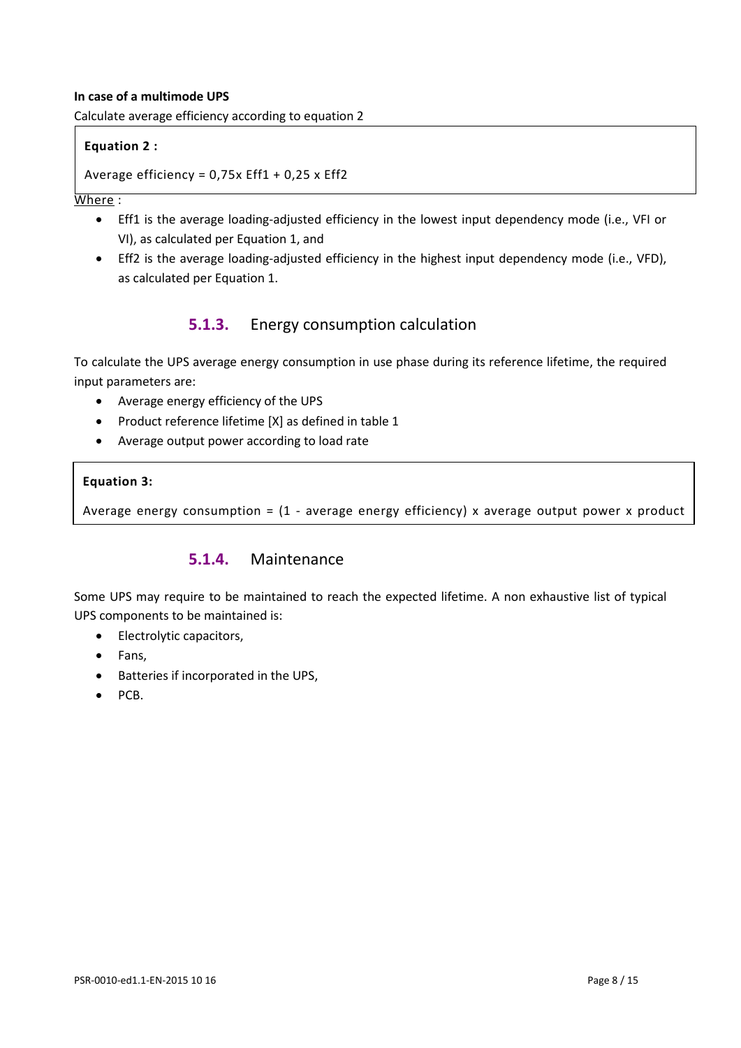**In case of a multimode UPS**

Calculate average efficiency according to equation 2

**Equation 2 :**

Average efficiency = 0,75x Eff1 + 0,25 x Eff2

Where :

- Eff1 is the average loading-adjusted efficiency in the lowest input dependency mode (i.e., VFI or VI), as calculated per Equation 1, and
- Eff2 is the average loading-adjusted efficiency in the highest input dependency mode (i.e., VFD), as calculated per Equation 1.

### 5.1.3. Energy consumption calculation

To calculate the UPS average energy consumption in use phase during its reference lifetime, the required input parameters are:

- Average energy efficiency of the UPS
- Product reference lifetime [X] as defined in table 1
- Average output power according to load rate

**Equation 3:**

Average energy consumption = (1 - average energy efficiency) x average output power x product

### 5.1.4. Maintenance

Some UPS may require to be maintained to reach the expected lifetime. A non exhaustive list of typical UPS components to be maintained is:

- Electrolytic capacitors,
- Fans,
- Batteries if incorporated in the UPS,
- PCB.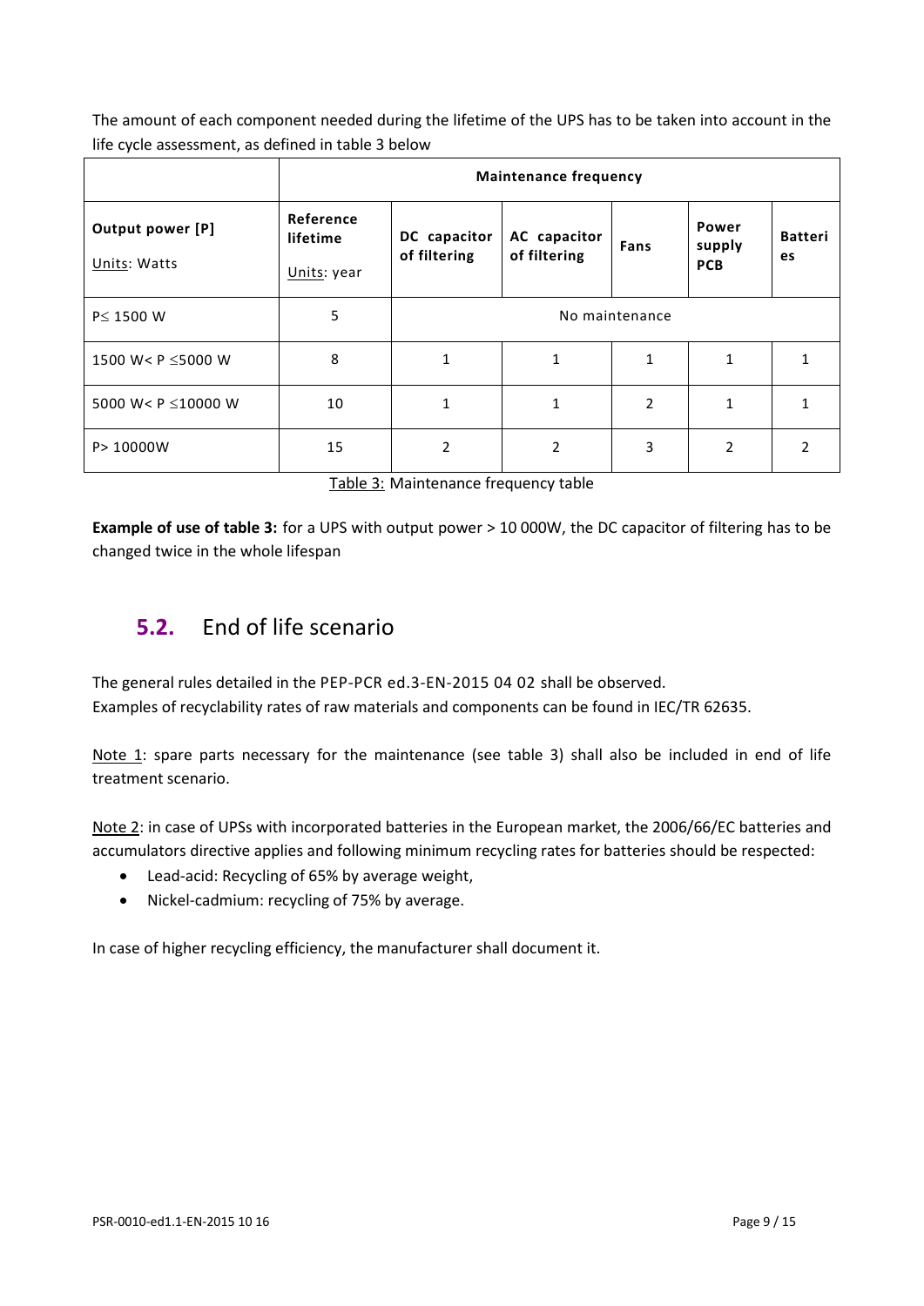The amount of each component needed during the lifetime of the UPS has to be taken into account in the life cycle assessment, as defined in table 3 below

| | Maintenance frequency | | | | | |
|---|---|---|---|---|---|---|
| **Output power [P]**<br>Units: Watts | **Reference lifetime**<br>Units: year | **DC capacitor of filtering** | **AC capacitor of filtering** | **Fans** | **Power supply PCB** | **Batteries** |
| P≤ 1500 W | 5 | No maintenance | | | | |
| 1500 W< P ≤5000 W | 8 | 1 | 1 | 1 | 1 | 1 |
| 5000 W< P ≤10000 W | 10 | 1 | 1 | 2 | 1 | 1 |
| P> 10000W | 15 | 2 | 2 | 3 | 2 | 2 |

Table 3: Maintenance frequency table

**Example of use of table 3:** for a UPS with output power > 10 000W, the DC capacitor of filtering has to be changed twice in the whole lifespan

## 5.2. End of life scenario

The general rules detailed in the PEP-PCR ed.3-EN-2015 04 02 shall be observed.
Examples of recyclability rates of raw materials and components can be found in IEC/TR 62635.

Note 1: spare parts necessary for the maintenance (see table 3) shall also be included in end of life treatment scenario.

Note 2: in case of UPSs with incorporated batteries in the European market, the 2006/66/EC batteries and accumulators directive applies and following minimum recycling rates for batteries should be respected:

- Lead-acid: Recycling of 65% by average weight,
- Nickel-cadmium: recycling of 75% by average.

In case of higher recycling efficiency, the manufacturer shall document it.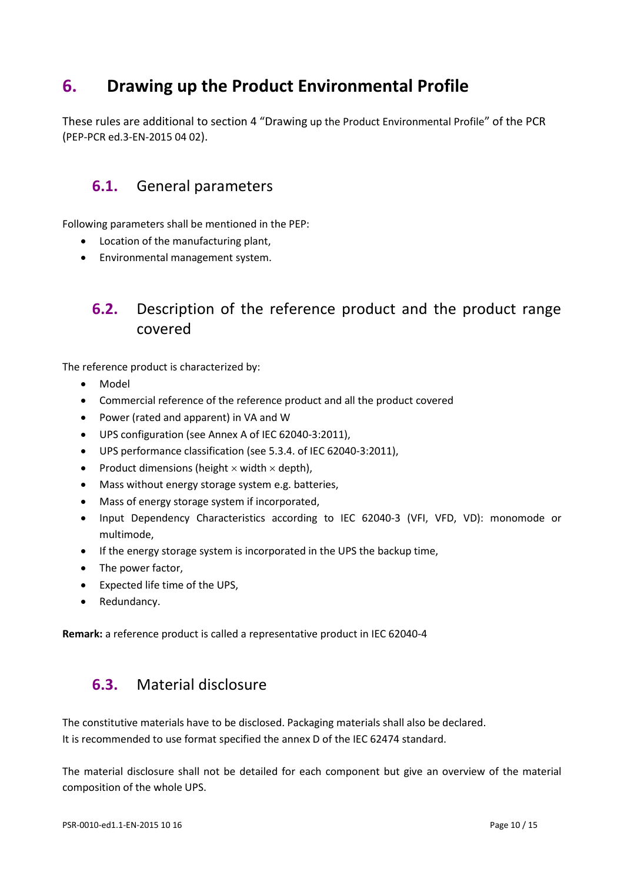# 6. Drawing up the Product Environmental Profile

These rules are additional to section 4 "Drawing up the Product Environmental Profile" of the PCR (PEP-PCR ed.3-EN-2015 04 02).

## 6.1. General parameters

Following parameters shall be mentioned in the PEP:

- Location of the manufacturing plant,
- Environmental management system.

## 6.2. Description of the reference product and the product range covered

The reference product is characterized by:

- Model
- Commercial reference of the reference product and all the product covered
- Power (rated and apparent) in VA and W
- UPS configuration (see Annex A of IEC 62040-3:2011),
- UPS performance classification (see 5.3.4. of IEC 62040-3:2011),
- Product dimensions (height × width × depth),
- Mass without energy storage system e.g. batteries,
- Mass of energy storage system if incorporated,
- Input Dependency Characteristics according to IEC 62040-3 (VFI, VFD, VD): monomode or multimode,
- If the energy storage system is incorporated in the UPS the backup time,
- The power factor,
- Expected life time of the UPS,
- Redundancy.

**Remark:** a reference product is called a representative product in IEC 62040-4

## 6.3. Material disclosure

The constitutive materials have to be disclosed. Packaging materials shall also be declared.
It is recommended to use format specified the annex D of the IEC 62474 standard.

The material disclosure shall not be detailed for each component but give an overview of the material composition of the whole UPS.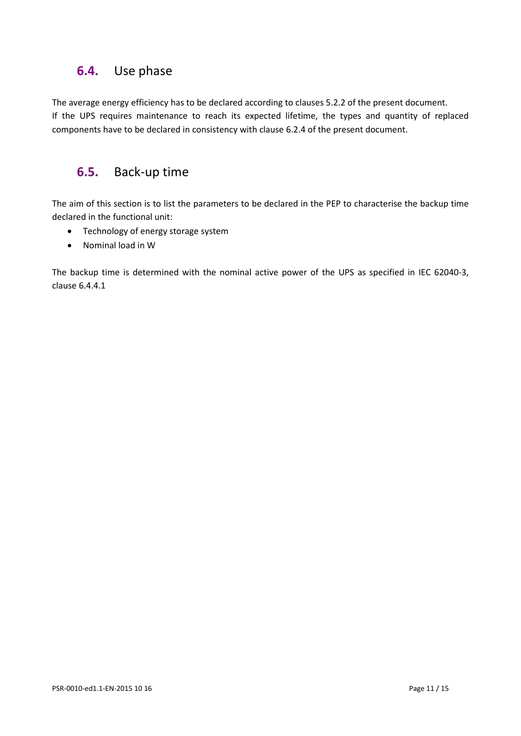## 6.4. Use phase

The average energy efficiency has to be declared according to clauses 5.2.2 of the present document.
If the UPS requires maintenance to reach its expected lifetime, the types and quantity of replaced components have to be declared in consistency with clause 6.2.4 of the present document.

## 6.5. Back-up time

The aim of this section is to list the parameters to be declared in the PEP to characterise the backup time declared in the functional unit:

- Technology of energy storage system
- Nominal load in W

The backup time is determined with the nominal active power of the UPS as specified in IEC 62040-3, clause 6.4.4.1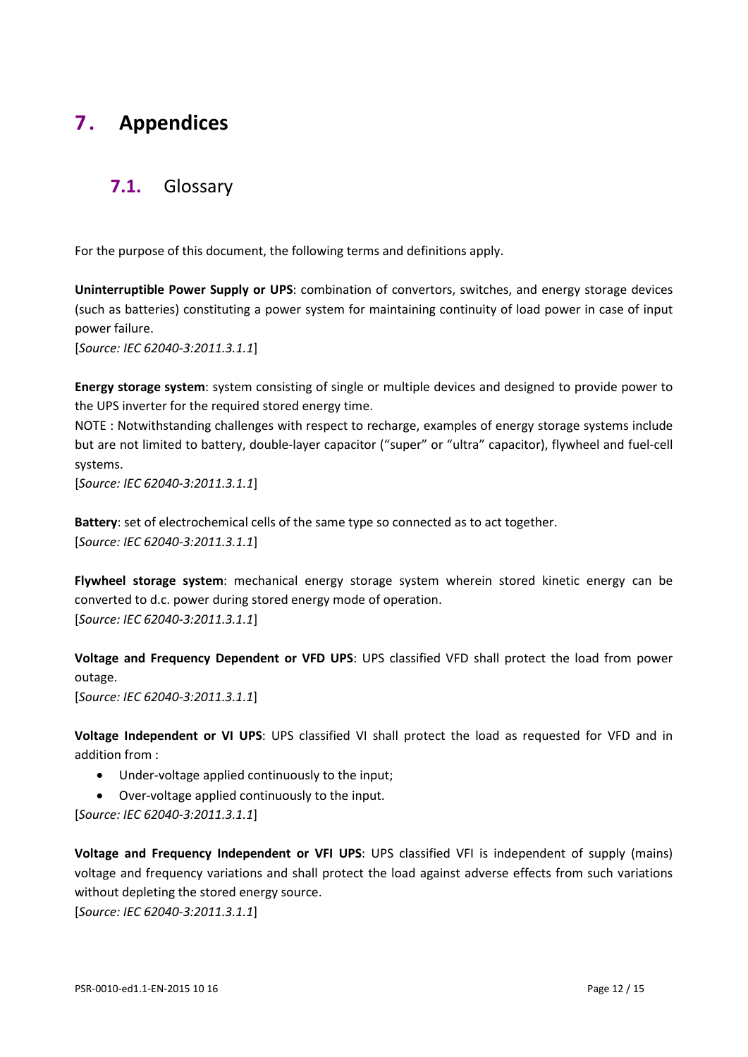# 7. Appendices

## 7.1. Glossary

For the purpose of this document, the following terms and definitions apply.

**Uninterruptible Power Supply or UPS**: combination of convertors, switches, and energy storage devices (such as batteries) constituting a power system for maintaining continuity of load power in case of input power failure.
[*Source: IEC 62040-3:2011.3.1.1*]

**Energy storage system**: system consisting of single or multiple devices and designed to provide power to the UPS inverter for the required stored energy time.
NOTE : Notwithstanding challenges with respect to recharge, examples of energy storage systems include but are not limited to battery, double-layer capacitor ("super" or "ultra" capacitor), flywheel and fuel-cell systems.
[*Source: IEC 62040-3:2011.3.1.1*]

**Battery**: set of electrochemical cells of the same type so connected as to act together.
[*Source: IEC 62040-3:2011.3.1.1*]

**Flywheel storage system**: mechanical energy storage system wherein stored kinetic energy can be converted to d.c. power during stored energy mode of operation.
[*Source: IEC 62040-3:2011.3.1.1*]

**Voltage and Frequency Dependent or VFD UPS**: UPS classified VFD shall protect the load from power outage.
[*Source: IEC 62040-3:2011.3.1.1*]

**Voltage Independent or VI UPS**: UPS classified VI shall protect the load as requested for VFD and in addition from :

- Under-voltage applied continuously to the input;
- Over-voltage applied continuously to the input.

[*Source: IEC 62040-3:2011.3.1.1*]

**Voltage and Frequency Independent or VFI UPS**: UPS classified VFI is independent of supply (mains) voltage and frequency variations and shall protect the load against adverse effects from such variations without depleting the stored energy source.
[*Source: IEC 62040-3:2011.3.1.1*]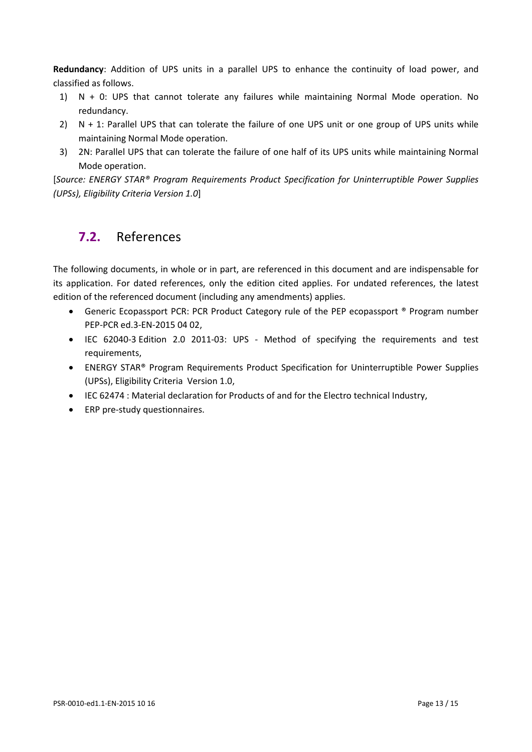**Redundancy**: Addition of UPS units in a parallel UPS to enhance the continuity of load power, and classified as follows.

1) N + 0: UPS that cannot tolerate any failures while maintaining Normal Mode operation. No redundancy.
2) N + 1: Parallel UPS that can tolerate the failure of one UPS unit or one group of UPS units while maintaining Normal Mode operation.
3) 2N: Parallel UPS that can tolerate the failure of one half of its UPS units while maintaining Normal Mode operation.

[*Source: ENERGY STAR® Program Requirements Product Specification for Uninterruptible Power Supplies (UPSs), Eligibility Criteria Version 1.0*]

## 7.2. References

The following documents, in whole or in part, are referenced in this document and are indispensable for its application. For dated references, only the edition cited applies. For undated references, the latest edition of the referenced document (including any amendments) applies.

- Generic Ecopassport PCR: PCR Product Category rule of the PEP ecopassport ® Program number PEP-PCR ed.3-EN-2015 04 02,
- IEC 62040-3 Edition 2.0 2011-03: UPS - Method of specifying the requirements and test requirements,
- ENERGY STAR® Program Requirements Product Specification for Uninterruptible Power Supplies (UPSs), Eligibility Criteria Version 1.0,
- IEC 62474 : Material declaration for Products of and for the Electro technical Industry,
- ERP pre-study questionnaires.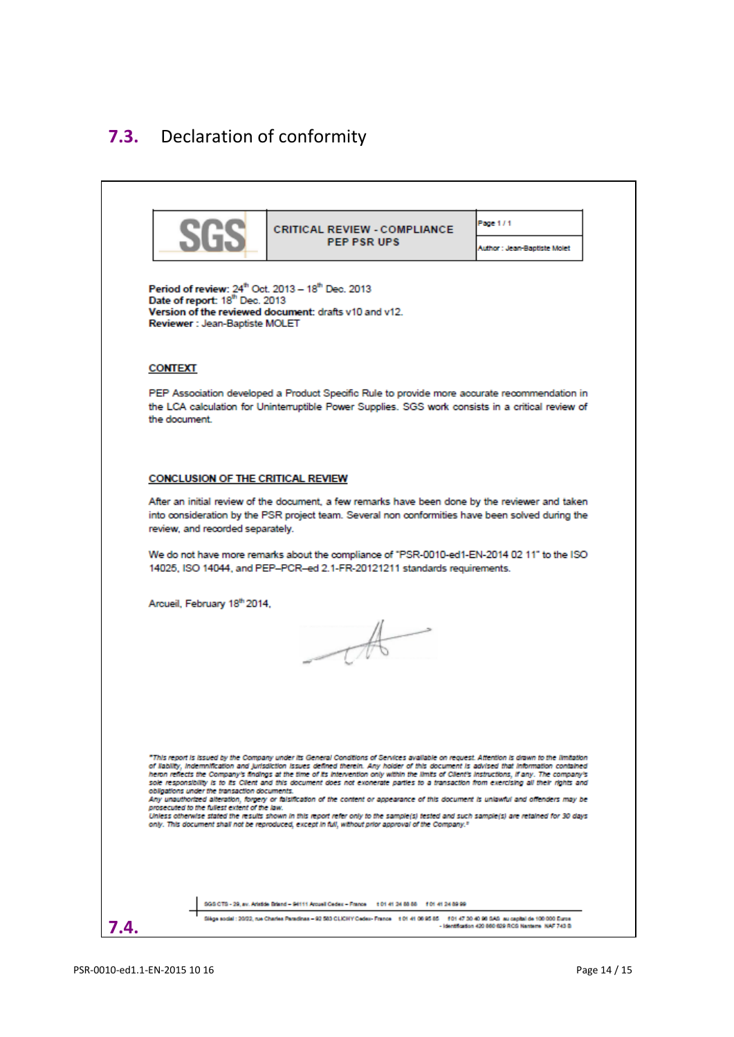## 7.3. Declaration of conformity

| SGS | CRITICAL REVIEW - COMPLIANCE PEP PSR UPS | Page 1 / 1 |
|---|---|---|
| | | Author : Jean-Baptiste Molet |

**Period of review:** 24th Oct. 2013 – 18th Dec. 2013
**Date of report:** 18th Dec. 2013
**Version of the reviewed document:** drafts v10 and v12.
**Reviewer :** Jean-Baptiste MOLET

**CONTEXT**

PEP Association developed a Product Specific Rule to provide more accurate recommendation in the LCA calculation for Uninterruptible Power Supplies. SGS work consists in a critical review of the document.

**CONCLUSION OF THE CRITICAL REVIEW**

After an initial review of the document, a few remarks have been done by the reviewer and taken into consideration by the PSR project team. Several non conformities have been solved during the review, and recorded separately.

We do not have more remarks about the compliance of "PSR-0010-ed1-EN-2014 02 11" to the ISO 14025, ISO 14044, and PEP–PCR–ed 2.1-FR-20121211 standards requirements.

Arcueil, February 18th 2014,

*"This report is issued by the Company under its General Conditions of Services available on request. Attention is drawn to the limitation of liability, indemnification and jurisdiction issues defined therein. Any holder of this document is advised that information contained heron reflects the Company's findings at the time of its intervention only within the limits of Client's instructions, if any. The company's sole responsibility is to its Client and this document does not exonerate parties to a transaction from exercising all their rights and obligations under the transaction documents.*
*Any unauthorized alteration, forgery or falsification of the content or appearance of this document is unlawful and offenders may be prosecuted to the fullest extent of the law.*
*Unless otherwise stated the results shown in this report refer only to the sample(s) tested and such sample(s) are retained for 30 days only. This document shall not be reproduced, except in full, without prior approval of the Company."*

SGS CTS - 29, av. Aristide Briand – 94111 Arcueil Cedex – France t 01 41 24 88 88 f 01 41 24 89 99
Siège social : 20/22, rue Charles Paradinas – 92 583 CLICHY Cedex- France t 01 41 06 95 85 f 01 47 30 40 96 SAS au capital de 100 000 Euros - Identification 420 880 629 RCS Nanterre NAF 743 B

## 7.4.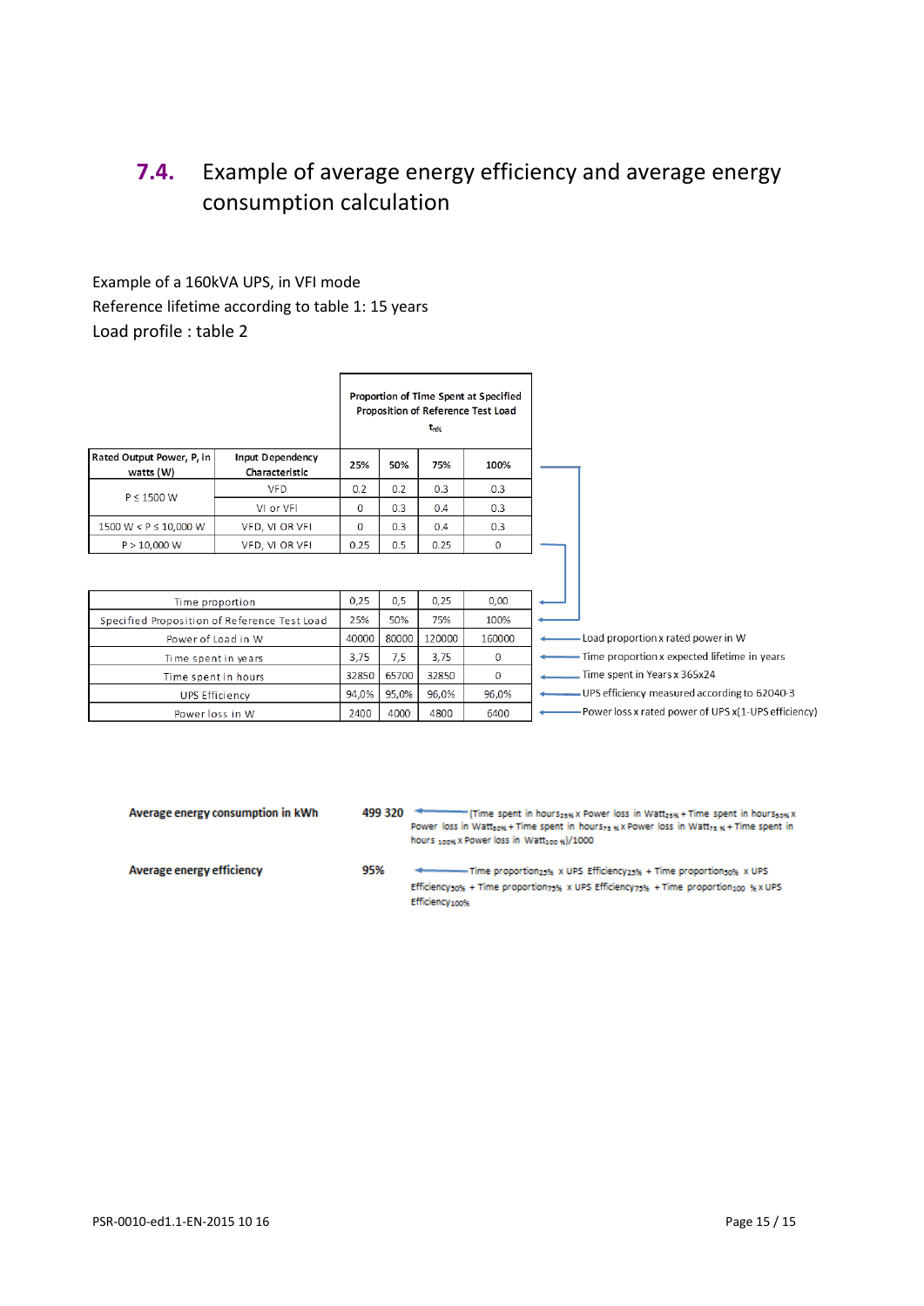## 7.4. Example of average energy efficiency and average energy consumption calculation

Example of a 160kVA UPS, in VFI mode

Reference lifetime according to table 1: 15 years

Load profile : table 2

| Rated Output Power, P, in watts (W) | Input Dependency Characteristic | Proportion of Time Spent at Specified Proposition of Reference Test Load $t_{n\%}$ | | | |
|---|---|---|---|---|---|
| | | 25% | 50% | 75% | 100% |
| P ≤ 1500 W | VFD | 0.2 | 0.2 | 0.3 | 0.3 |
| | VI or VFI | 0 | 0.3 | 0.4 | 0.3 |
| 1500 W < P ≤ 10,000 W | VFD, VI OR VFI | 0 | 0.3 | 0.4 | 0.3 |
| P > 10,000 W | VFD, VI OR VFI | 0.25 | 0.5 | 0.25 | 0 |

| | | | | | |
|---|---|---|---|---|---|
| Time proportion | 0,25 | 0,5 | 0,25 | 0,00 | |
| Specified Proposition of Reference Test Load | 25% | 50% | 75% | 100% | |
| Power of Load in W | 40000 | 80000 | 120000 | 160000 | Load proportion x rated power in W |
| Time spent in years | 3,75 | 7,5 | 3,75 | 0 | Time proportion x expected lifetime in years |
| Time spent in hours | 32850 | 65700 | 32850 | 0 | Time spent in Years x 365x24 |
| UPS Efficiency | 94,0% | 95,0% | 96,0% | 96,0% | UPS efficiency measured according to 62040-3 |
| Power loss in W | 2400 | 4000 | 4800 | 6400 | Power loss x rated power of UPS x(1-UPS efficiency) |

**Average energy consumption in kWh** — 499 320 ← (Time spent in $\text{hours}_{25\%}$ x Power loss in $\text{Watt}_{25\%}$ + Time spent in $\text{hours}_{50\%}$ x Power loss in $\text{Watt}_{50\%}$ + Time spent in $\text{hours}_{75\%}$ x Power loss in $\text{Watt}_{75\%}$ + Time spent in $\text{hours}_{100\%}$ x Power loss in $\text{Watt}_{100\%}$)/1000

**Average energy efficiency** — 95% ← Time $\text{proportion}_{25\%}$ x UPS $\text{Efficiency}_{25\%}$ + Time $\text{proportion}_{50\%}$ x UPS $\text{Efficiency}_{50\%}$ + Time $\text{proportion}_{75\%}$ x UPS $\text{Efficiency}_{75\%}$ + Time $\text{proportion}_{100\%}$ x UPS $\text{Efficiency}_{100\%}$

PSR-0010-ed1.1-EN-2015 10 16